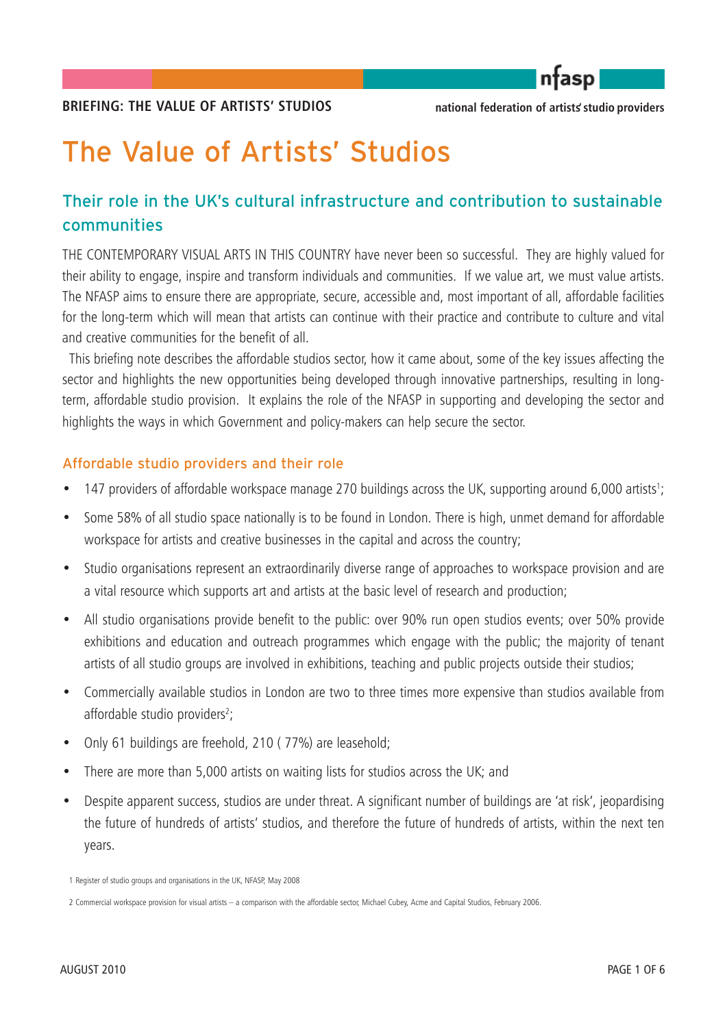# The Value of Artists' Studios

## Their role in the UK's cultural infrastructure and contribution to sustainable communities

THE CONTEMPORARY VISUAL ARTS IN THIS COUNTRY have never been so successful. They are highly valued for their ability to engage, inspire and transform individuals and communities. If we value art, we must value artists. The NFASP aims to ensure there are appropriate, secure, accessible and, most important of all, affordable facilities for the long-term which will mean that artists can continue with their practice and contribute to culture and vital and creative communities for the benefit of all.

This briefing note describes the affordable studios sector, how it came about, some of the key issues affecting the sector and highlights the new opportunities being developed through innovative partnerships, resulting in long-term, affordable studio provision. It explains the role of the NFASP in supporting and developing the sector and highlights the ways in which Government and policy-makers can help secure the sector.

### Affordable studio providers and their role

- 147 providers of affordable workspace manage 270 buildings across the UK, supporting around 6,000 artists[1];
- Some 58% of all studio space nationally is to be found in London. There is high, unmet demand for affordable workspace for artists and creative businesses in the capital and across the country;
- Studio organisations represent an extraordinarily diverse range of approaches to workspace provision and are a vital resource which supports art and artists at the basic level of research and production;
- All studio organisations provide benefit to the public: over 90% run open studios events; over 50% provide exhibitions and education and outreach programmes which engage with the public; the majority of tenant artists of all studio groups are involved in exhibitions, teaching and public projects outside their studios;
- Commercially available studios in London are two to three times more expensive than studios available from affordable studio providers[2];
- Only 61 buildings are freehold, 210 ( 77%) are leasehold;
- There are more than 5,000 artists on waiting lists for studios across the UK; and
- Despite apparent success, studios are under threat. A significant number of buildings are 'at risk', jeopardising the future of hundreds of artists' studios, and therefore the future of hundreds of artists, within the next ten years.

1 Register of studio groups and organisations in the UK, NFASP, May 2008

2 Commercial workspace provision for visual artists – a comparison with the affordable sector, Michael Cubey, Acme and Capital Studios, February 2006.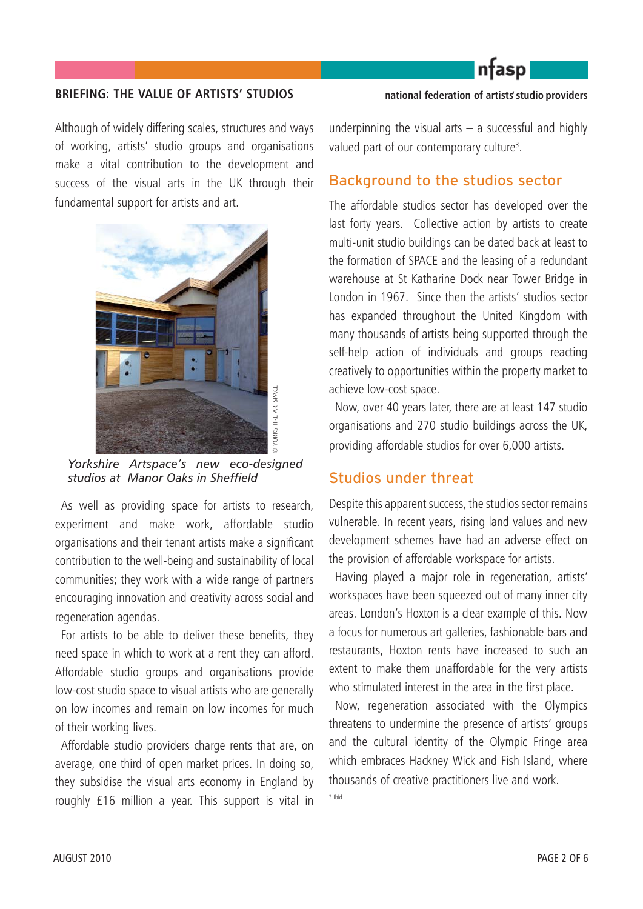Although of widely differing scales, structures and ways of working, artists' studio groups and organisations make a vital contribution to the development and success of the visual arts in the UK through their fundamental support for artists and art.

© YORKSHIRE ARTSPACE

*Yorkshire Artspace's new eco-designed studios at Manor Oaks in Sheffield*

As well as providing space for artists to research, experiment and make work, affordable studio organisations and their tenant artists make a significant contribution to the well-being and sustainability of local communities; they work with a wide range of partners encouraging innovation and creativity across social and regeneration agendas.

For artists to be able to deliver these benefits, they need space in which to work at a rent they can afford. Affordable studio groups and organisations provide low-cost studio space to visual artists who are generally on low incomes and remain on low incomes for much of their working lives.

Affordable studio providers charge rents that are, on average, one third of open market prices. In doing so, they subsidise the visual arts economy in England by roughly £16 million a year. This support is vital in underpinning the visual arts – a successful and highly valued part of our contemporary culture[3].

## Background to the studios sector

The affordable studios sector has developed over the last forty years. Collective action by artists to create multi-unit studio buildings can be dated back at least to the formation of SPACE and the leasing of a redundant warehouse at St Katharine Dock near Tower Bridge in London in 1967. Since then the artists' studios sector has expanded throughout the United Kingdom with many thousands of artists being supported through the self-help action of individuals and groups reacting creatively to opportunities within the property market to achieve low-cost space.

Now, over 40 years later, there are at least 147 studio organisations and 270 studio buildings across the UK, providing affordable studios for over 6,000 artists.

## Studios under threat

Despite this apparent success, the studios sector remains vulnerable. In recent years, rising land values and new development schemes have had an adverse effect on the provision of affordable workspace for artists.

Having played a major role in regeneration, artists' workspaces have been squeezed out of many inner city areas. London's Hoxton is a clear example of this. Now a focus for numerous art galleries, fashionable bars and restaurants, Hoxton rents have increased to such an extent to make them unaffordable for the very artists who stimulated interest in the area in the first place.

Now, regeneration associated with the Olympics threatens to undermine the presence of artists' groups and the cultural identity of the Olympic Fringe area which embraces Hackney Wick and Fish Island, where thousands of creative practitioners live and work.

[3] Ibid.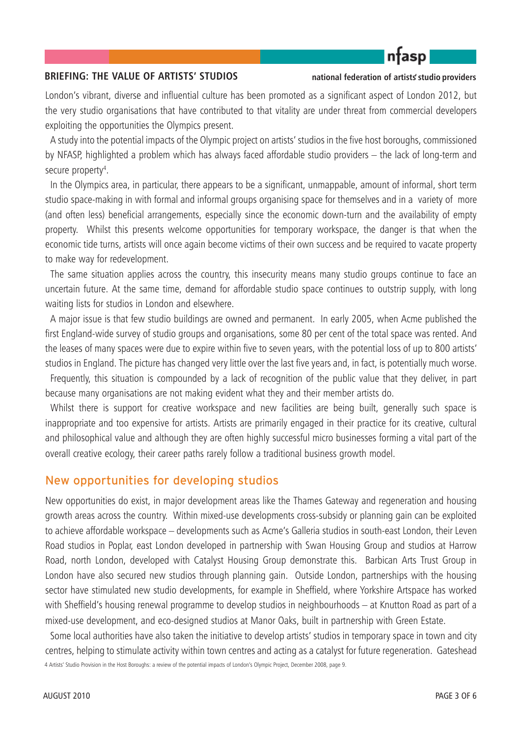London's vibrant, diverse and influential culture has been promoted as a significant aspect of London 2012, but the very studio organisations that have contributed to that vitality are under threat from commercial developers exploiting the opportunities the Olympics present.

A study into the potential impacts of the Olympic project on artists' studios in the five host boroughs, commissioned by NFASP, highlighted a problem which has always faced affordable studio providers – the lack of long-term and secure property[4].

In the Olympics area, in particular, there appears to be a significant, unmappable, amount of informal, short term studio space-making in with formal and informal groups organising space for themselves and in a variety of more (and often less) beneficial arrangements, especially since the economic down-turn and the availability of empty property. Whilst this presents welcome opportunities for temporary workspace, the danger is that when the economic tide turns, artists will once again become victims of their own success and be required to vacate property to make way for redevelopment.

The same situation applies across the country, this insecurity means many studio groups continue to face an uncertain future. At the same time, demand for affordable studio space continues to outstrip supply, with long waiting lists for studios in London and elsewhere.

A major issue is that few studio buildings are owned and permanent. In early 2005, when Acme published the first England-wide survey of studio groups and organisations, some 80 per cent of the total space was rented. And the leases of many spaces were due to expire within five to seven years, with the potential loss of up to 800 artists' studios in England. The picture has changed very little over the last five years and, in fact, is potentially much worse.

Frequently, this situation is compounded by a lack of recognition of the public value that they deliver, in part because many organisations are not making evident what they and their member artists do.

Whilst there is support for creative workspace and new facilities are being built, generally such space is inappropriate and too expensive for artists. Artists are primarily engaged in their practice for its creative, cultural and philosophical value and although they are often highly successful micro businesses forming a vital part of the overall creative ecology, their career paths rarely follow a traditional business growth model.

## New opportunities for developing studios

New opportunities do exist, in major development areas like the Thames Gateway and regeneration and housing growth areas across the country. Within mixed-use developments cross-subsidy or planning gain can be exploited to achieve affordable workspace – developments such as Acme's Galleria studios in south-east London, their Leven Road studios in Poplar, east London developed in partnership with Swan Housing Group and studios at Harrow Road, north London, developed with Catalyst Housing Group demonstrate this. Barbican Arts Trust Group in London have also secured new studios through planning gain. Outside London, partnerships with the housing sector have stimulated new studio developments, for example in Sheffield, where Yorkshire Artspace has worked with Sheffield's housing renewal programme to develop studios in neighbourhoods – at Knutton Road as part of a mixed-use development, and eco-designed studios at Manor Oaks, built in partnership with Green Estate.

Some local authorities have also taken the initiative to develop artists' studios in temporary space in town and city centres, helping to stimulate activity within town centres and acting as a catalyst for future regeneration. Gateshead

4 Artists' Studio Provision in the Host Boroughs: a review of the potential impacts of London's Olympic Project, December 2008, page 9.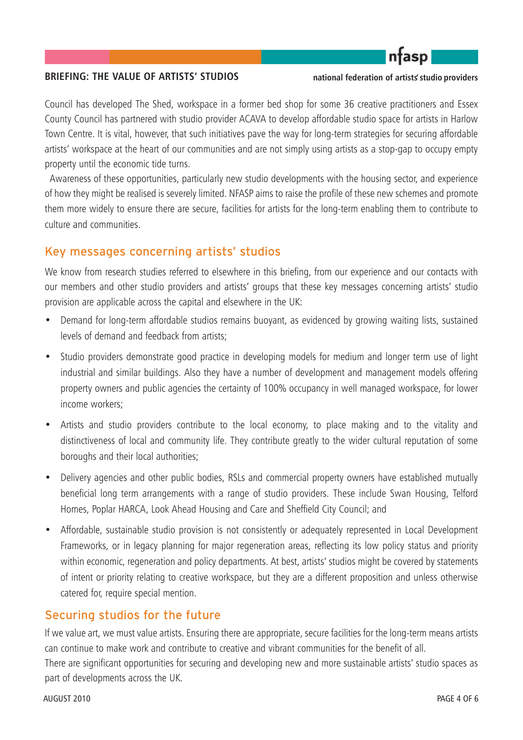Council has developed The Shed, workspace in a former bed shop for some 36 creative practitioners and Essex County Council has partnered with studio provider ACAVA to develop affordable studio space for artists in Harlow Town Centre. It is vital, however, that such initiatives pave the way for long-term strategies for securing affordable artists' workspace at the heart of our communities and are not simply using artists as a stop-gap to occupy empty property until the economic tide turns.

Awareness of these opportunities, particularly new studio developments with the housing sector, and experience of how they might be realised is severely limited. NFASP aims to raise the profile of these new schemes and promote them more widely to ensure there are secure, facilities for artists for the long-term enabling them to contribute to culture and communities.

## Key messages concerning artists' studios

We know from research studies referred to elsewhere in this briefing, from our experience and our contacts with our members and other studio providers and artists' groups that these key messages concerning artists' studio provision are applicable across the capital and elsewhere in the UK:

- Demand for long-term affordable studios remains buoyant, as evidenced by growing waiting lists, sustained levels of demand and feedback from artists;
- Studio providers demonstrate good practice in developing models for medium and longer term use of light industrial and similar buildings. Also they have a number of development and management models offering property owners and public agencies the certainty of 100% occupancy in well managed workspace, for lower income workers;
- Artists and studio providers contribute to the local economy, to place making and to the vitality and distinctiveness of local and community life. They contribute greatly to the wider cultural reputation of some boroughs and their local authorities;
- Delivery agencies and other public bodies, RSLs and commercial property owners have established mutually beneficial long term arrangements with a range of studio providers. These include Swan Housing, Telford Homes, Poplar HARCA, Look Ahead Housing and Care and Sheffield City Council; and
- Affordable, sustainable studio provision is not consistently or adequately represented in Local Development Frameworks, or in legacy planning for major regeneration areas, reflecting its low policy status and priority within economic, regeneration and policy departments. At best, artists' studios might be covered by statements of intent or priority relating to creative workspace, but they are a different proposition and unless otherwise catered for, require special mention.

## Securing studios for the future

If we value art, we must value artists. Ensuring there are appropriate, secure facilities for the long-term means artists can continue to make work and contribute to creative and vibrant communities for the benefit of all.

There are significant opportunities for securing and developing new and more sustainable artists' studio spaces as part of developments across the UK.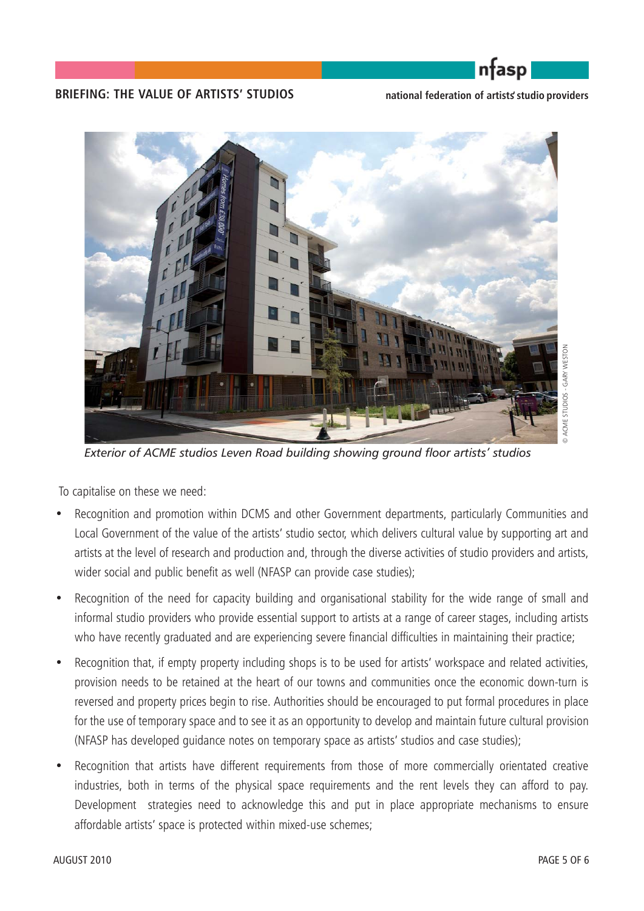*Exterior of ACME studios Leven Road building showing ground floor artists' studios*

© ACME STUDIOS - GARY WESTON

To capitalise on these we need:

- Recognition and promotion within DCMS and other Government departments, particularly Communities and Local Government of the value of the artists' studio sector, which delivers cultural value by supporting art and artists at the level of research and production and, through the diverse activities of studio providers and artists, wider social and public benefit as well (NFASP can provide case studies);
- Recognition of the need for capacity building and organisational stability for the wide range of small and informal studio providers who provide essential support to artists at a range of career stages, including artists who have recently graduated and are experiencing severe financial difficulties in maintaining their practice;
- Recognition that, if empty property including shops is to be used for artists' workspace and related activities, provision needs to be retained at the heart of our towns and communities once the economic down-turn is reversed and property prices begin to rise. Authorities should be encouraged to put formal procedures in place for the use of temporary space and to see it as an opportunity to develop and maintain future cultural provision (NFASP has developed guidance notes on temporary space as artists' studios and case studies);
- Recognition that artists have different requirements from those of more commercially orientated creative industries, both in terms of the physical space requirements and the rent levels they can afford to pay. Development strategies need to acknowledge this and put in place appropriate mechanisms to ensure affordable artists' space is protected within mixed-use schemes;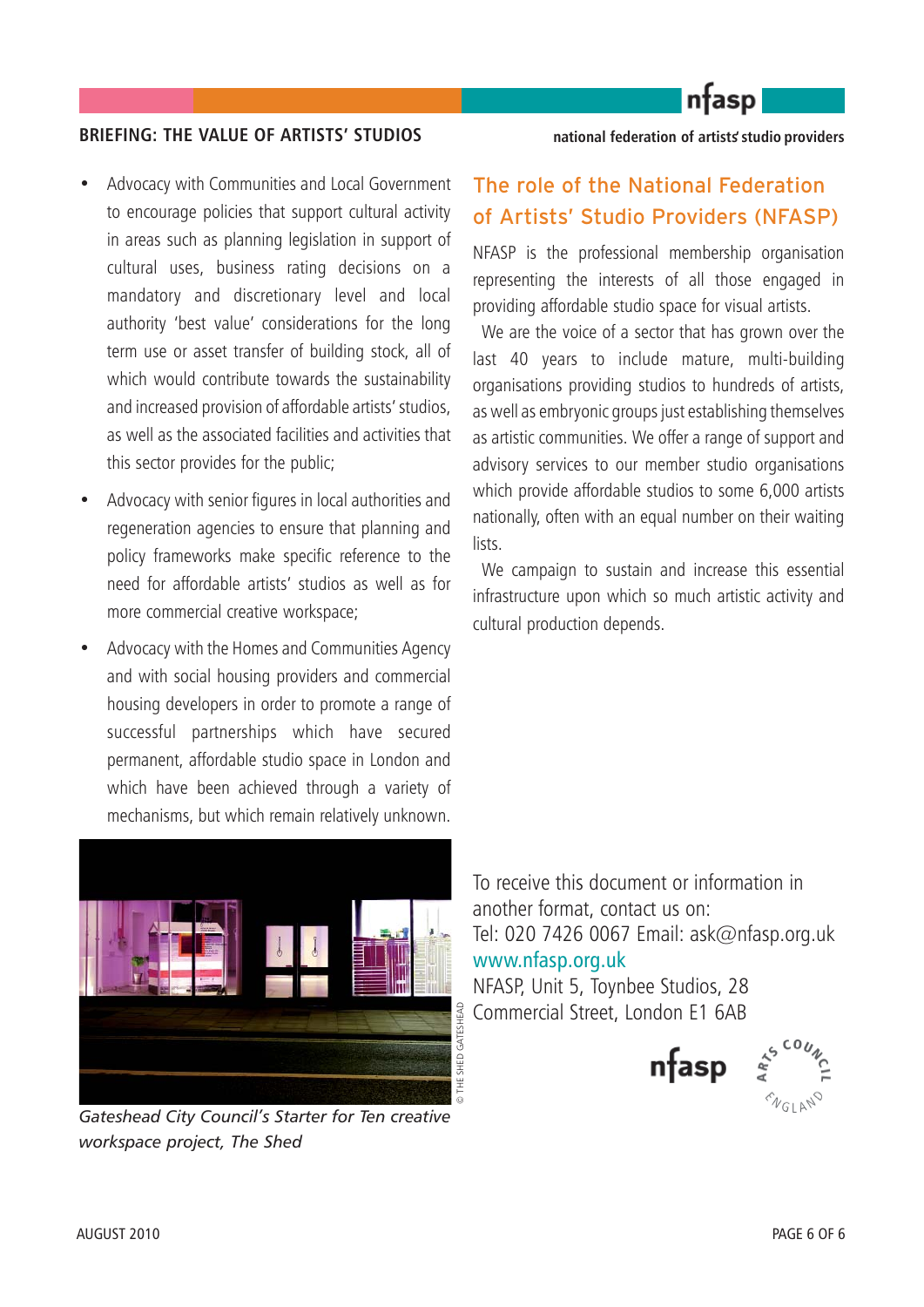- Advocacy with Communities and Local Government to encourage policies that support cultural activity in areas such as planning legislation in support of cultural uses, business rating decisions on a mandatory and discretionary level and local authority 'best value' considerations for the long term use or asset transfer of building stock, all of which would contribute towards the sustainability and increased provision of affordable artists' studios, as well as the associated facilities and activities that this sector provides for the public;
- Advocacy with senior figures in local authorities and regeneration agencies to ensure that planning and policy frameworks make specific reference to the need for affordable artists' studios as well as for more commercial creative workspace;
- Advocacy with the Homes and Communities Agency and with social housing providers and commercial housing developers in order to promote a range of successful partnerships which have secured permanent, affordable studio space in London and which have been achieved through a variety of mechanisms, but which remain relatively unknown.

© THE SHED GATESHEAD

*Gateshead City Council's Starter for Ten creative workspace project, The Shed*

## The role of the National Federation of Artists' Studio Providers (NFASP)

NFASP is the professional membership organisation representing the interests of all those engaged in providing affordable studio space for visual artists.

We are the voice of a sector that has grown over the last 40 years to include mature, multi-building organisations providing studios to hundreds of artists, as well as embryonic groups just establishing themselves as artistic communities. We offer a range of support and advisory services to our member studio organisations which provide affordable studios to some 6,000 artists nationally, often with an equal number on their waiting lists.

We campaign to sustain and increase this essential infrastructure upon which so much artistic activity and cultural production depends.

To receive this document or information in another format, contact us on:
Tel: 020 7426 0067 Email: ask@nfasp.org.uk
www.nfasp.org.uk
NFASP, Unit 5, Toynbee Studios, 28 Commercial Street, London E1 6AB

nfasp

Arts Council England